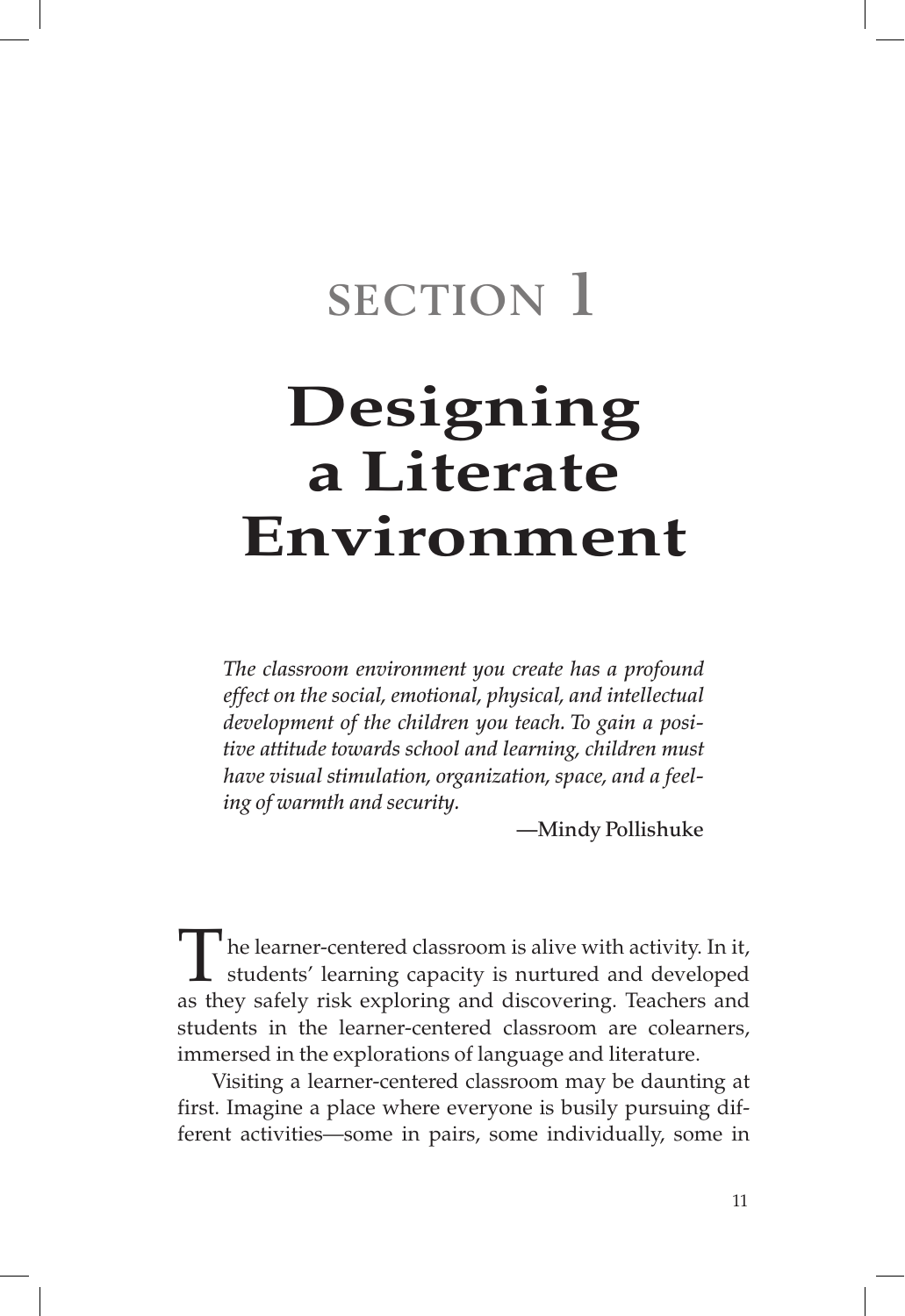# SECTION 1

# Designing a Literate Environment

*The classroom environment you create has a profound effect on the social, emotional, physical, and intellectual development of the children you teach. To gain a positive attitude towards school and learning, children must have visual stimulation, organization, space, and a feeling of warmth and security.*

—Mindy Pollishuke

The learner-centered classroom is alive with activity. In it, students' learning capacity is nurtured and developed as they safely risk exploring and discovering. Teachers and students in the learner-centered classroom are colearners, immersed in the explorations of language and literature.

Visiting a learner-centered classroom may be daunting at first. Imagine a place where everyone is busily pursuing different activities—some in pairs, some individually, some in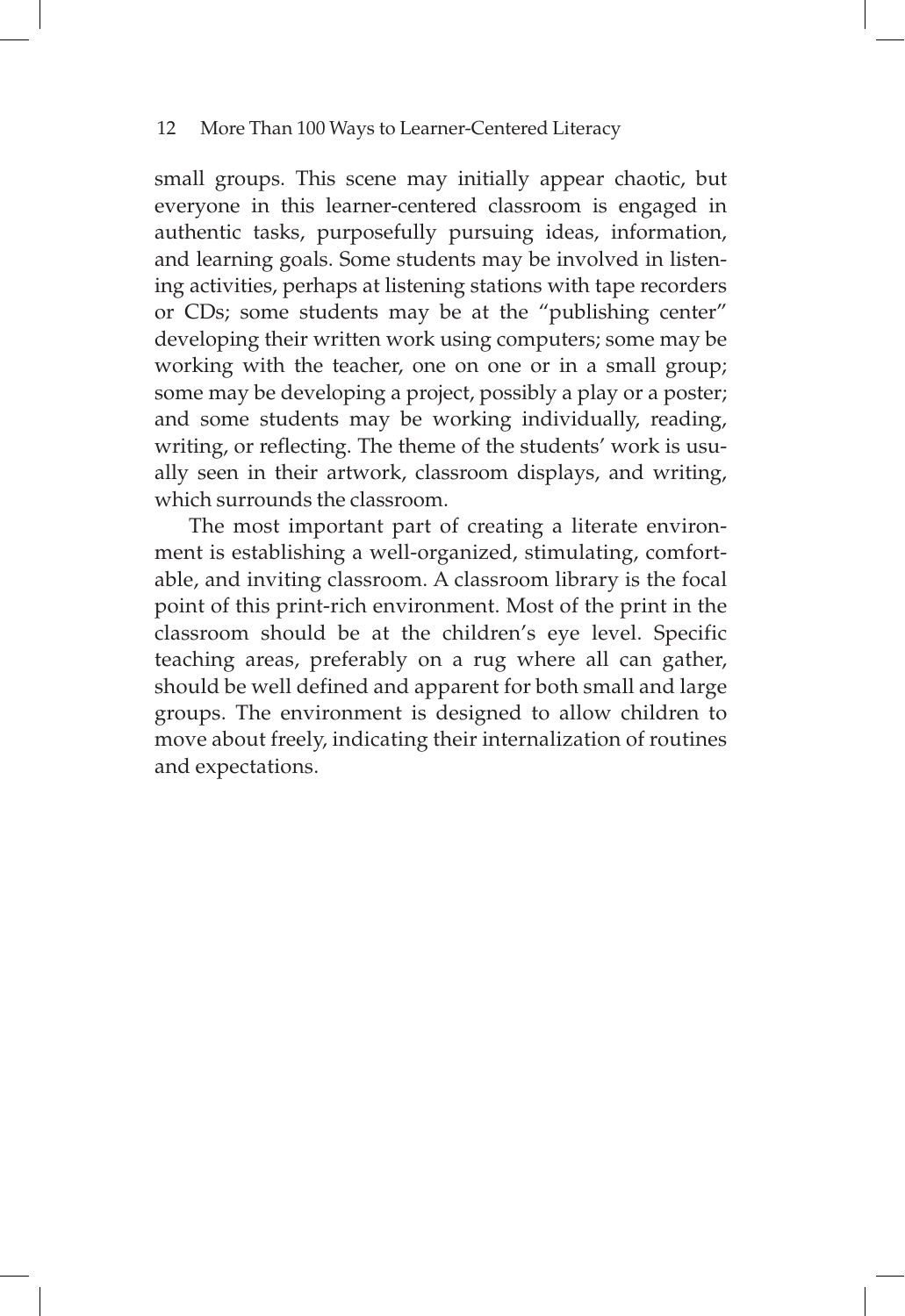small groups. This scene may initially appear chaotic, but everyone in this learner-centered classroom is engaged in authentic tasks, purposefully pursuing ideas, information, and learning goals. Some students may be involved in listening activities, perhaps at listening stations with tape recorders or CDs; some students may be at the "publishing center" developing their written work using computers; some may be working with the teacher, one on one or in a small group; some may be developing a project, possibly a play or a poster; and some students may be working individually, reading, writing, or reflecting. The theme of the students' work is usually seen in their artwork, classroom displays, and writing, which surrounds the classroom.

The most important part of creating a literate environment is establishing a well-organized, stimulating, comfortable, and inviting classroom. A classroom library is the focal point of this print-rich environment. Most of the print in the classroom should be at the children's eye level. Specific teaching areas, preferably on a rug where all can gather, should be well defined and apparent for both small and large groups. The environment is designed to allow children to move about freely, indicating their internalization of routines and expectations.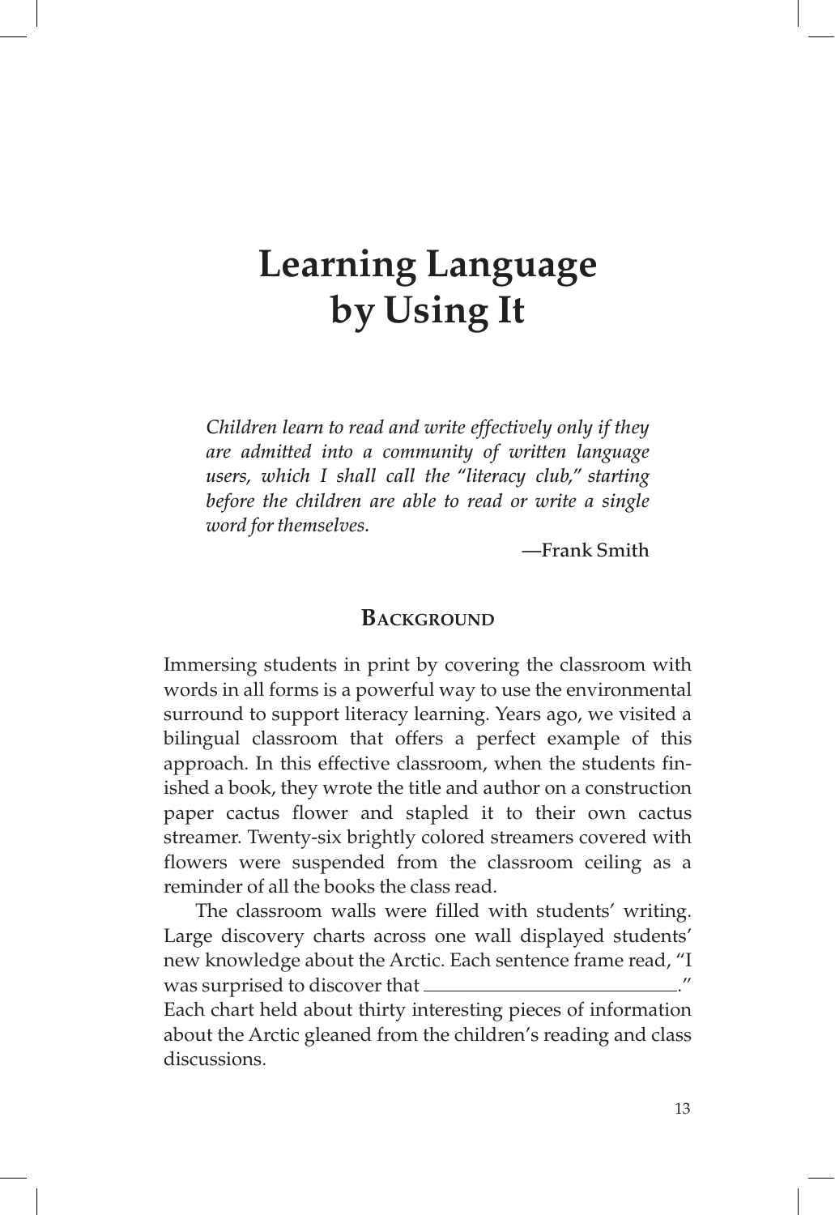# Learning Language by Using It

> *Children learn to read and write effectively only if they are admitted into a community of written language users, which I shall call the "literacy club," starting before the children are able to read or write a single word for themselves.*
>
> —Frank Smith

## Background

Immersing students in print by covering the classroom with words in all forms is a powerful way to use the environmental surround to support literacy learning. Years ago, we visited a bilingual classroom that offers a perfect example of this approach. In this effective classroom, when the students finished a book, they wrote the title and author on a construction paper cactus flower and stapled it to their own cactus streamer. Twenty-six brightly colored streamers covered with flowers were suspended from the classroom ceiling as a reminder of all the books the class read.

The classroom walls were filled with students' writing. Large discovery charts across one wall displayed students' new knowledge about the Arctic. Each sentence frame read, "I was surprised to discover that ______________________." Each chart held about thirty interesting pieces of information about the Arctic gleaned from the children's reading and class discussions.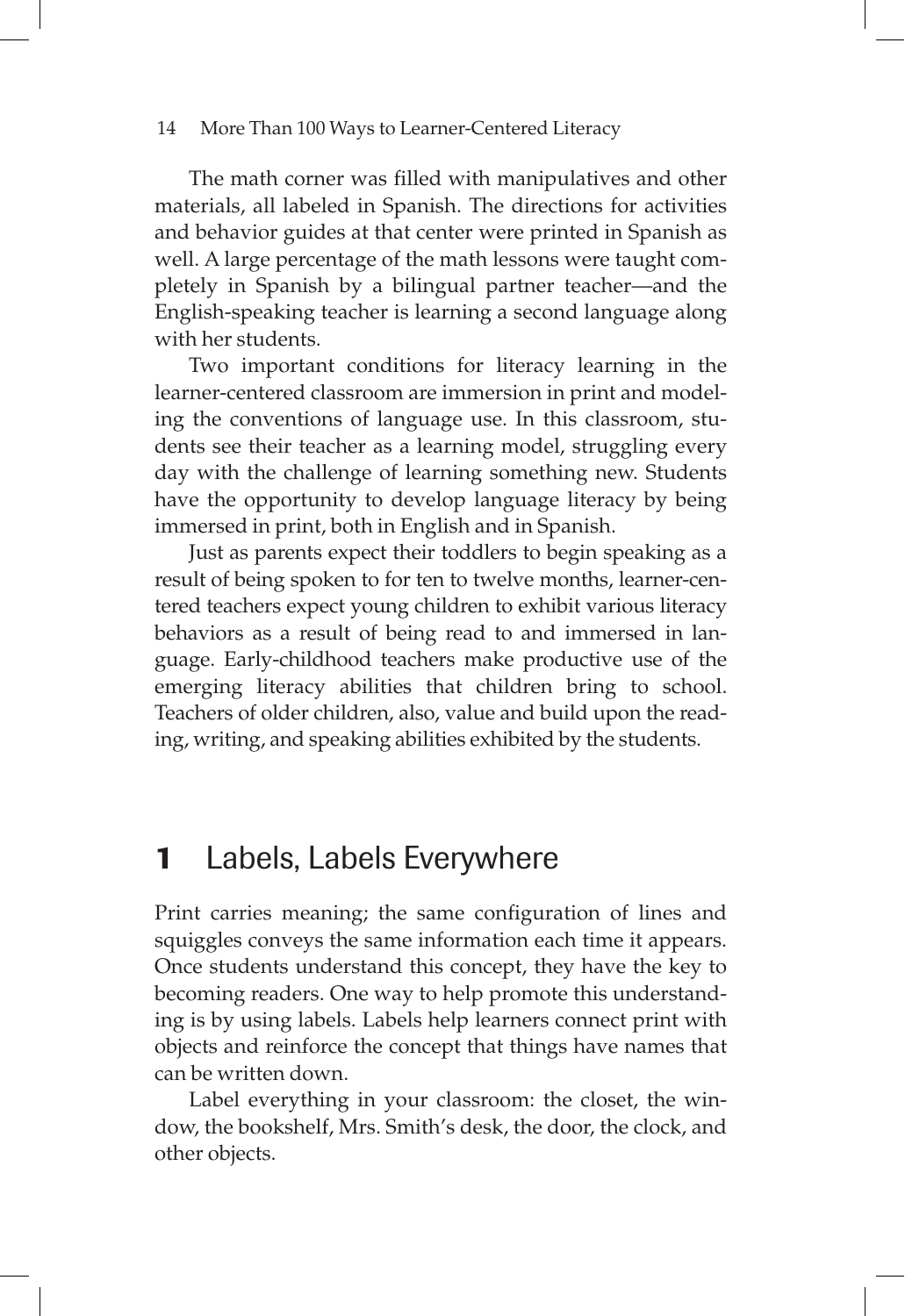The math corner was filled with manipulatives and other materials, all labeled in Spanish. The directions for activities and behavior guides at that center were printed in Spanish as well. A large percentage of the math lessons were taught completely in Spanish by a bilingual partner teacher—and the English-speaking teacher is learning a second language along with her students.

Two important conditions for literacy learning in the learner-centered classroom are immersion in print and modeling the conventions of language use. In this classroom, students see their teacher as a learning model, struggling every day with the challenge of learning something new. Students have the opportunity to develop language literacy by being immersed in print, both in English and in Spanish.

Just as parents expect their toddlers to begin speaking as a result of being spoken to for ten to twelve months, learner-centered teachers expect young children to exhibit various literacy behaviors as a result of being read to and immersed in language. Early-childhood teachers make productive use of the emerging literacy abilities that children bring to school. Teachers of older children, also, value and build upon the reading, writing, and speaking abilities exhibited by the students.

## 1 Labels, Labels Everywhere

Print carries meaning; the same configuration of lines and squiggles conveys the same information each time it appears. Once students understand this concept, they have the key to becoming readers. One way to help promote this understanding is by using labels. Labels help learners connect print with objects and reinforce the concept that things have names that can be written down.

Label everything in your classroom: the closet, the window, the bookshelf, Mrs. Smith's desk, the door, the clock, and other objects.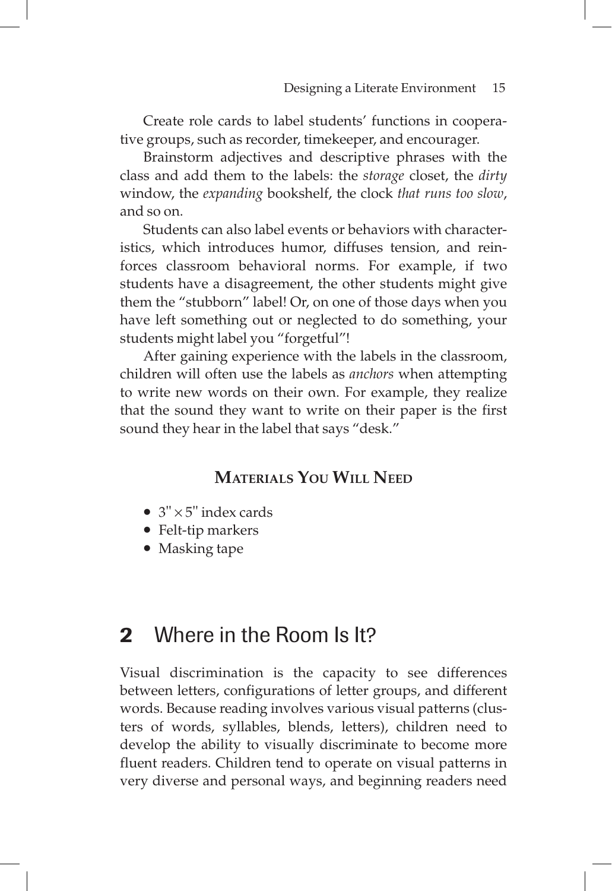Create role cards to label students' functions in cooperative groups, such as recorder, timekeeper, and encourager.

Brainstorm adjectives and descriptive phrases with the class and add them to the labels: the *storage* closet, the *dirty* window, the *expanding* bookshelf, the clock *that runs too slow*, and so on.

Students can also label events or behaviors with characteristics, which introduces humor, diffuses tension, and reinforces classroom behavioral norms. For example, if two students have a disagreement, the other students might give them the "stubborn" label! Or, on one of those days when you have left something out or neglected to do something, your students might label you "forgetful"!

After gaining experience with the labels in the classroom, children will often use the labels as *anchors* when attempting to write new words on their own. For example, they realize that the sound they want to write on their paper is the first sound they hear in the label that says "desk."

### Materials You Will Need

- 3" × 5" index cards
- Felt-tip markers
- Masking tape

## 2 Where in the Room Is It?

Visual discrimination is the capacity to see differences between letters, configurations of letter groups, and different words. Because reading involves various visual patterns (clusters of words, syllables, blends, letters), children need to develop the ability to visually discriminate to become more fluent readers. Children tend to operate on visual patterns in very diverse and personal ways, and beginning readers need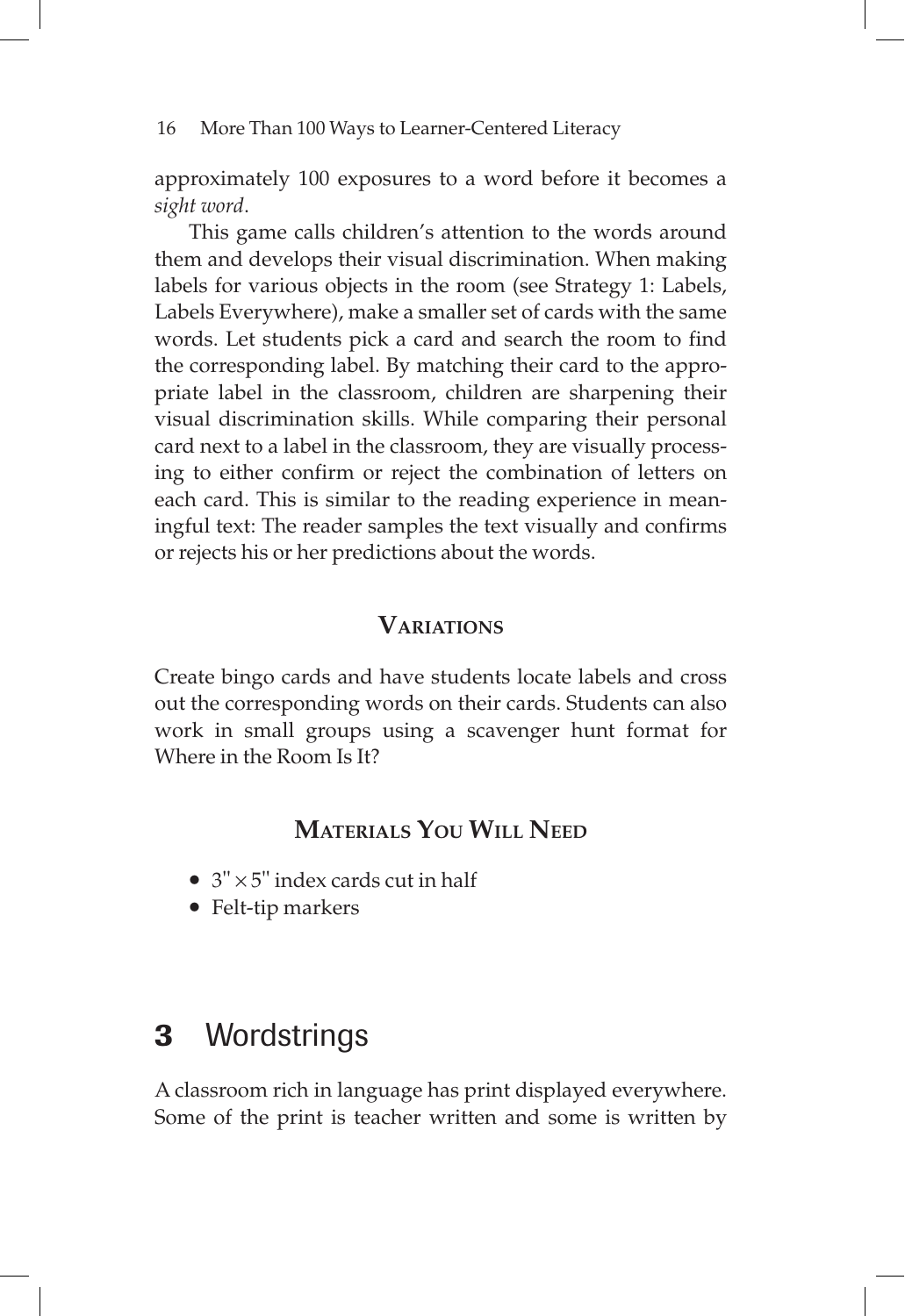approximately 100 exposures to a word before it becomes a *sight word*.

This game calls children's attention to the words around them and develops their visual discrimination. When making labels for various objects in the room (see Strategy 1: Labels, Labels Everywhere), make a smaller set of cards with the same words. Let students pick a card and search the room to find the corresponding label. By matching their card to the appropriate label in the classroom, children are sharpening their visual discrimination skills. While comparing their personal card next to a label in the classroom, they are visually processing to either confirm or reject the combination of letters on each card. This is similar to the reading experience in meaningful text: The reader samples the text visually and confirms or rejects his or her predictions about the words.

### Variations

Create bingo cards and have students locate labels and cross out the corresponding words on their cards. Students can also work in small groups using a scavenger hunt format for Where in the Room Is It?

### Materials You Will Need

- 3" × 5" index cards cut in half
- Felt-tip markers

## 3 Wordstrings

A classroom rich in language has print displayed everywhere. Some of the print is teacher written and some is written by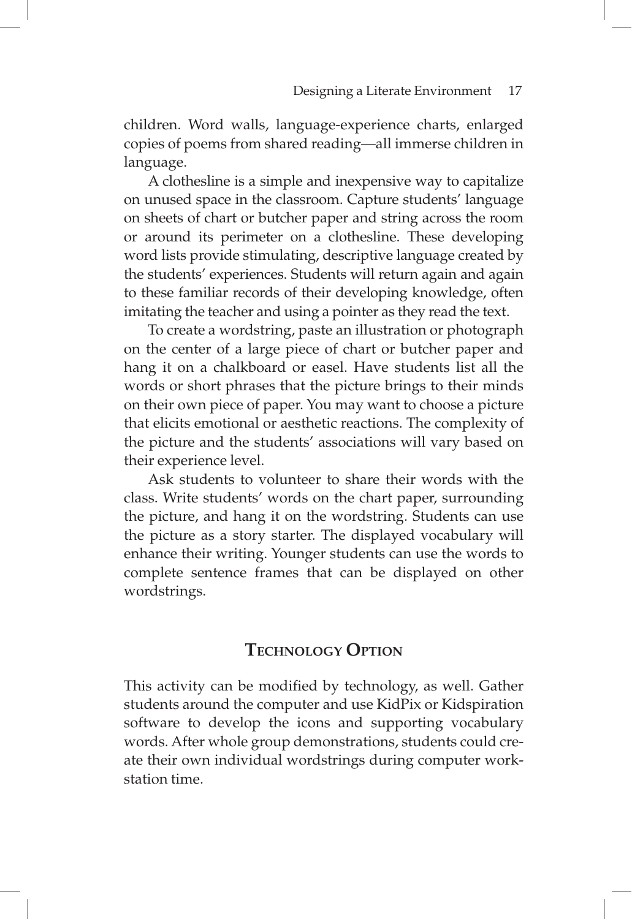children. Word walls, language-experience charts, enlarged copies of poems from shared reading—all immerse children in language.

A clothesline is a simple and inexpensive way to capitalize on unused space in the classroom. Capture students' language on sheets of chart or butcher paper and string across the room or around its perimeter on a clothesline. These developing word lists provide stimulating, descriptive language created by the students' experiences. Students will return again and again to these familiar records of their developing knowledge, often imitating the teacher and using a pointer as they read the text.

To create a wordstring, paste an illustration or photograph on the center of a large piece of chart or butcher paper and hang it on a chalkboard or easel. Have students list all the words or short phrases that the picture brings to their minds on their own piece of paper. You may want to choose a picture that elicits emotional or aesthetic reactions. The complexity of the picture and the students' associations will vary based on their experience level.

Ask students to volunteer to share their words with the class. Write students' words on the chart paper, surrounding the picture, and hang it on the wordstring. Students can use the picture as a story starter. The displayed vocabulary will enhance their writing. Younger students can use the words to complete sentence frames that can be displayed on other wordstrings.

## Technology Option

This activity can be modified by technology, as well. Gather students around the computer and use KidPix or Kidspiration software to develop the icons and supporting vocabulary words. After whole group demonstrations, students could create their own individual wordstrings during computer workstation time.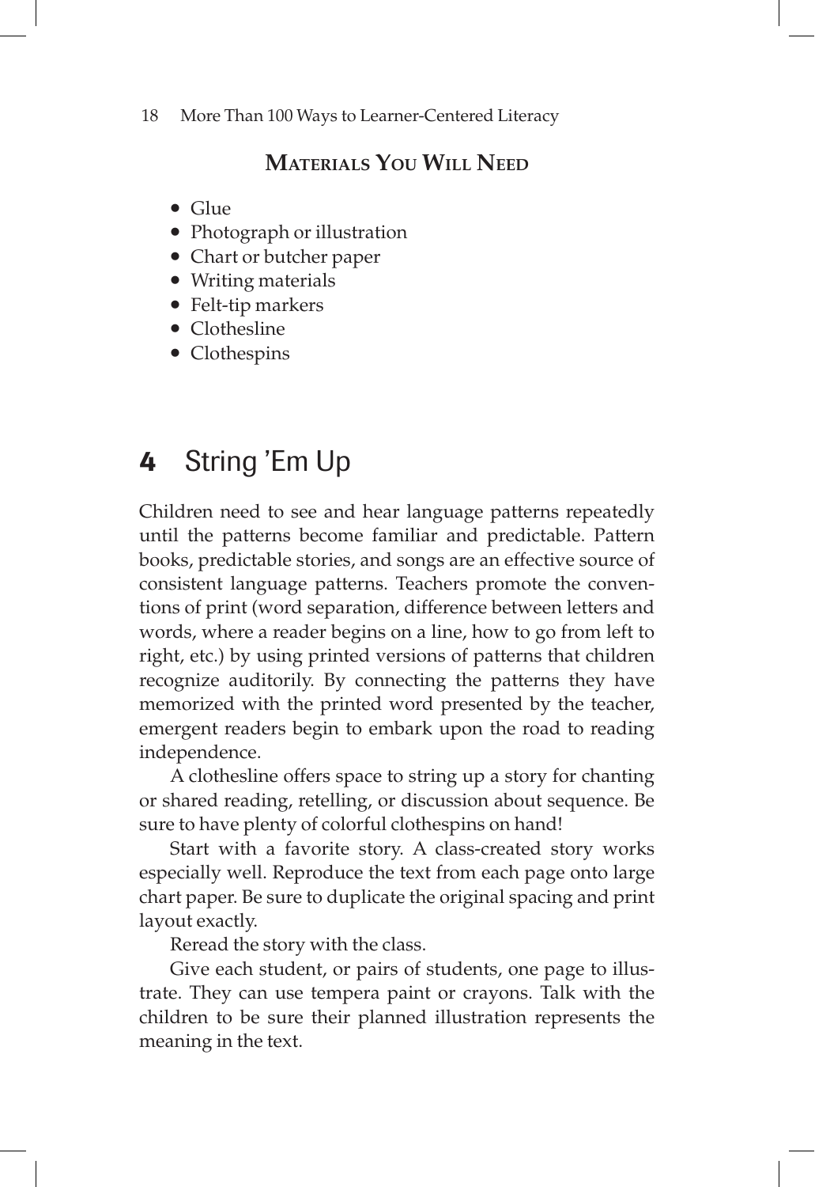## Materials You Will Need

- Glue
- Photograph or illustration
- Chart or butcher paper
- Writing materials
- Felt-tip markers
- Clothesline
- Clothespins

# 4 String 'Em Up

Children need to see and hear language patterns repeatedly until the patterns become familiar and predictable. Pattern books, predictable stories, and songs are an effective source of consistent language patterns. Teachers promote the conventions of print (word separation, difference between letters and words, where a reader begins on a line, how to go from left to right, etc.) by using printed versions of patterns that children recognize auditorily. By connecting the patterns they have memorized with the printed word presented by the teacher, emergent readers begin to embark upon the road to reading independence.

A clothesline offers space to string up a story for chanting or shared reading, retelling, or discussion about sequence. Be sure to have plenty of colorful clothespins on hand!

Start with a favorite story. A class-created story works especially well. Reproduce the text from each page onto large chart paper. Be sure to duplicate the original spacing and print layout exactly.

Reread the story with the class.

Give each student, or pairs of students, one page to illustrate. They can use tempera paint or crayons. Talk with the children to be sure their planned illustration represents the meaning in the text.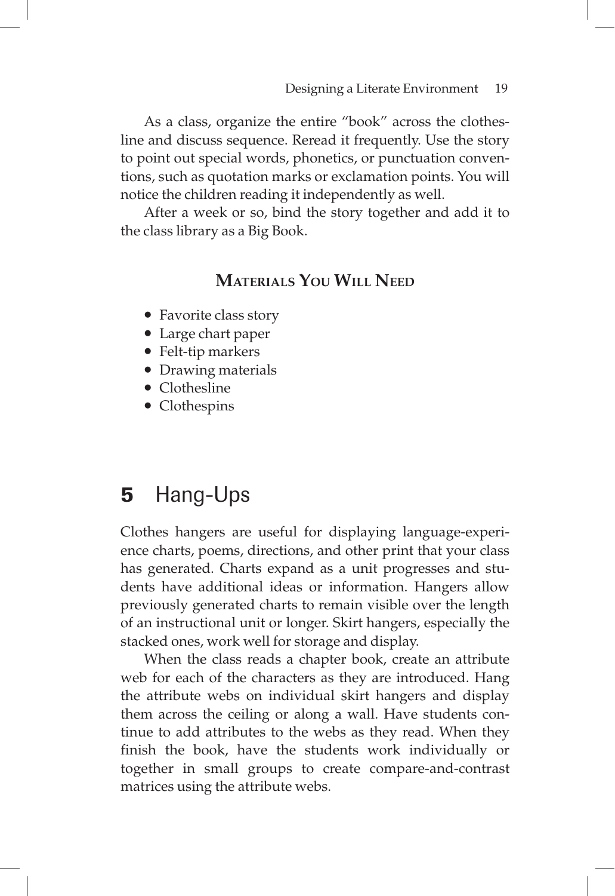As a class, organize the entire "book" across the clothesline and discuss sequence. Reread it frequently. Use the story to point out special words, phonetics, or punctuation conventions, such as quotation marks or exclamation points. You will notice the children reading it independently as well.

After a week or so, bind the story together and add it to the class library as a Big Book.

### Materials You Will Need

- Favorite class story
- Large chart paper
- Felt-tip markers
- Drawing materials
- Clothesline
- Clothespins

## 5 Hang-Ups

Clothes hangers are useful for displaying language-experience charts, poems, directions, and other print that your class has generated. Charts expand as a unit progresses and students have additional ideas or information. Hangers allow previously generated charts to remain visible over the length of an instructional unit or longer. Skirt hangers, especially the stacked ones, work well for storage and display.

When the class reads a chapter book, create an attribute web for each of the characters as they are introduced. Hang the attribute webs on individual skirt hangers and display them across the ceiling or along a wall. Have students continue to add attributes to the webs as they read. When they finish the book, have the students work individually or together in small groups to create compare-and-contrast matrices using the attribute webs.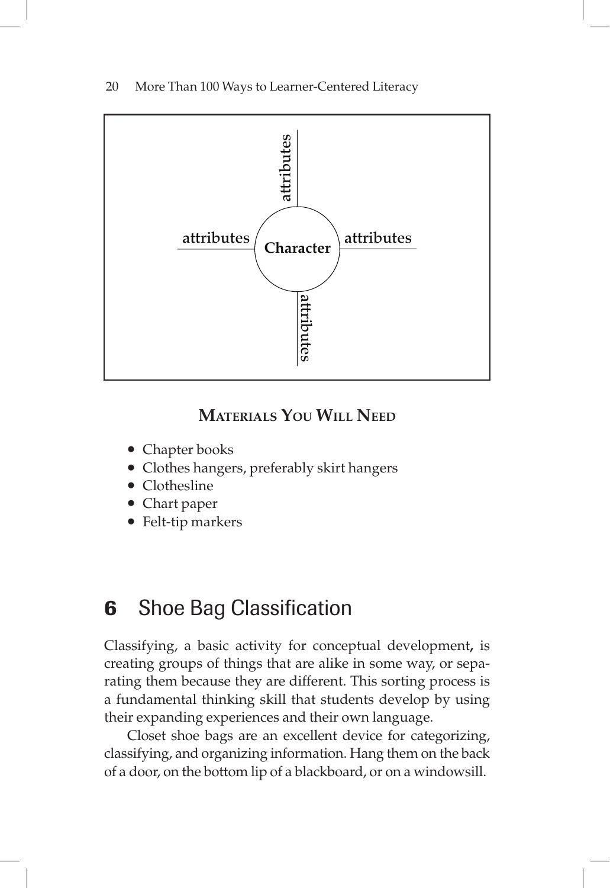Character

attributes

attributes

attributes

attributes

### Materials You Will Need

- Chapter books
- Clothes hangers, preferably skirt hangers
- Clothesline
- Chart paper
- Felt-tip markers

## 6 Shoe Bag Classification

Classifying, a basic activity for conceptual development, is creating groups of things that are alike in some way, or separating them because they are different. This sorting process is a fundamental thinking skill that students develop by using their expanding experiences and their own language.

Closet shoe bags are an excellent device for categorizing, classifying, and organizing information. Hang them on the back of a door, on the bottom lip of a blackboard, or on a windowsill.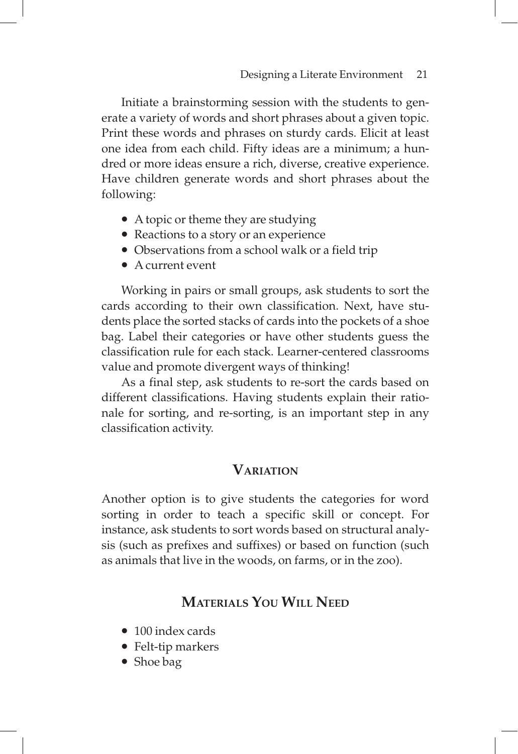Initiate a brainstorming session with the students to generate a variety of words and short phrases about a given topic. Print these words and phrases on sturdy cards. Elicit at least one idea from each child. Fifty ideas are a minimum; a hundred or more ideas ensure a rich, diverse, creative experience. Have children generate words and short phrases about the following:

- A topic or theme they are studying
- Reactions to a story or an experience
- Observations from a school walk or a field trip
- A current event

Working in pairs or small groups, ask students to sort the cards according to their own classification. Next, have students place the sorted stacks of cards into the pockets of a shoe bag. Label their categories or have other students guess the classification rule for each stack. Learner-centered classrooms value and promote divergent ways of thinking!

As a final step, ask students to re-sort the cards based on different classifications. Having students explain their rationale for sorting, and re-sorting, is an important step in any classification activity.

## Variation

Another option is to give students the categories for word sorting in order to teach a specific skill or concept. For instance, ask students to sort words based on structural analysis (such as prefixes and suffixes) or based on function (such as animals that live in the woods, on farms, or in the zoo).

## Materials You Will Need

- 100 index cards
- Felt-tip markers
- Shoe bag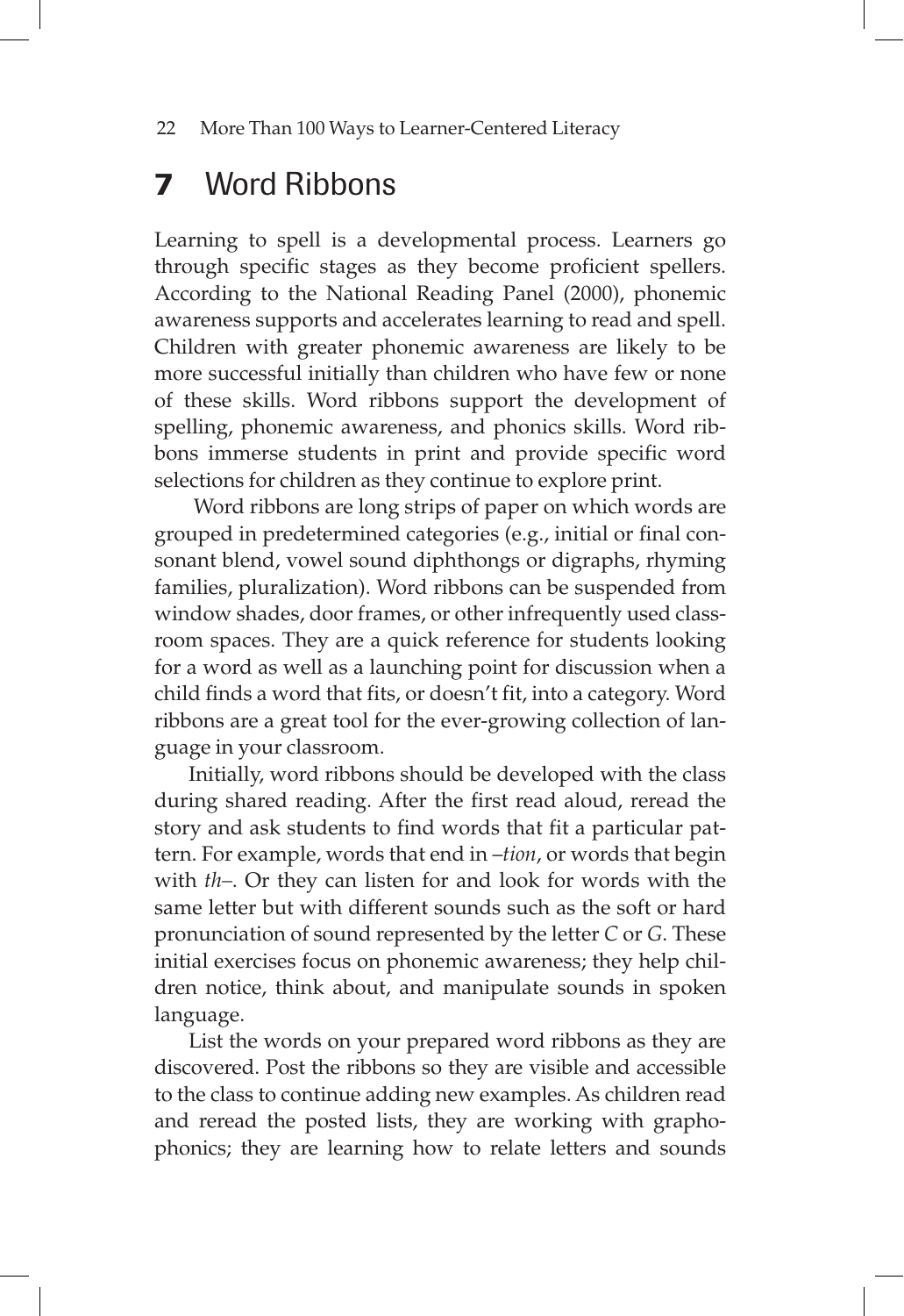## 7 Word Ribbons

Learning to spell is a developmental process. Learners go through specific stages as they become proficient spellers. According to the National Reading Panel (2000), phonemic awareness supports and accelerates learning to read and spell. Children with greater phonemic awareness are likely to be more successful initially than children who have few or none of these skills. Word ribbons support the development of spelling, phonemic awareness, and phonics skills. Word ribbons immerse students in print and provide specific word selections for children as they continue to explore print.

Word ribbons are long strips of paper on which words are grouped in predetermined categories (e.g., initial or final consonant blend, vowel sound diphthongs or digraphs, rhyming families, pluralization). Word ribbons can be suspended from window shades, door frames, or other infrequently used classroom spaces. They are a quick reference for students looking for a word as well as a launching point for discussion when a child finds a word that fits, or doesn't fit, into a category. Word ribbons are a great tool for the ever-growing collection of language in your classroom.

Initially, word ribbons should be developed with the class during shared reading. After the first read aloud, reread the story and ask students to find words that fit a particular pattern. For example, words that end in *–tion*, or words that begin with *th–*. Or they can listen for and look for words with the same letter but with different sounds such as the soft or hard pronunciation of sound represented by the letter *C* or *G*. These initial exercises focus on phonemic awareness; they help children notice, think about, and manipulate sounds in spoken language.

List the words on your prepared word ribbons as they are discovered. Post the ribbons so they are visible and accessible to the class to continue adding new examples. As children read and reread the posted lists, they are working with graphophonics; they are learning how to relate letters and sounds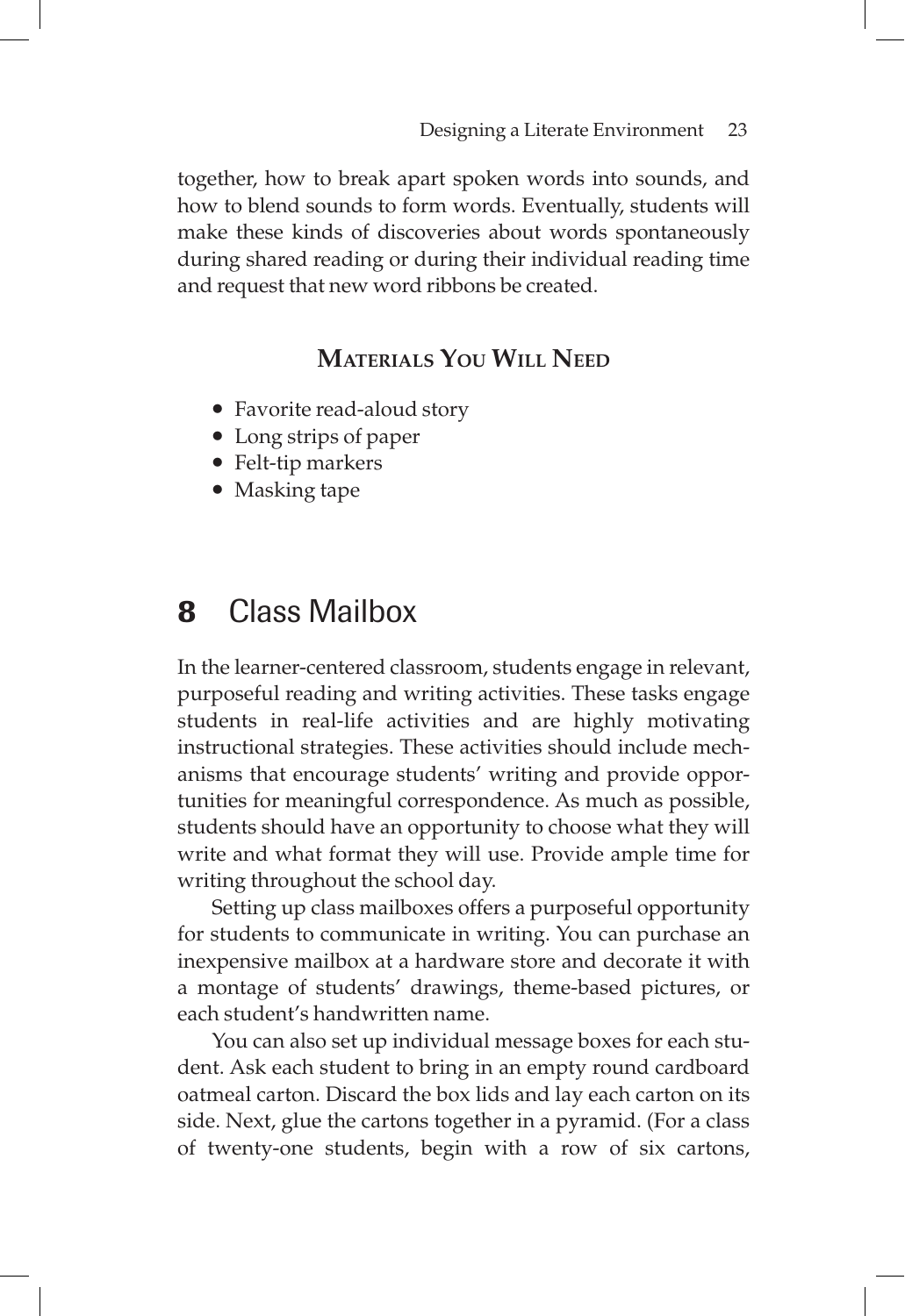together, how to break apart spoken words into sounds, and how to blend sounds to form words. Eventually, students will make these kinds of discoveries about words spontaneously during shared reading or during their individual reading time and request that new word ribbons be created.

### Materials You Will Need

- Favorite read-aloud story
- Long strips of paper
- Felt-tip markers
- Masking tape

## 8 Class Mailbox

In the learner-centered classroom, students engage in relevant, purposeful reading and writing activities. These tasks engage students in real-life activities and are highly motivating instructional strategies. These activities should include mechanisms that encourage students' writing and provide opportunities for meaningful correspondence. As much as possible, students should have an opportunity to choose what they will write and what format they will use. Provide ample time for writing throughout the school day.

Setting up class mailboxes offers a purposeful opportunity for students to communicate in writing. You can purchase an inexpensive mailbox at a hardware store and decorate it with a montage of students' drawings, theme-based pictures, or each student's handwritten name.

You can also set up individual message boxes for each student. Ask each student to bring in an empty round cardboard oatmeal carton. Discard the box lids and lay each carton on its side. Next, glue the cartons together in a pyramid. (For a class of twenty-one students, begin with a row of six cartons,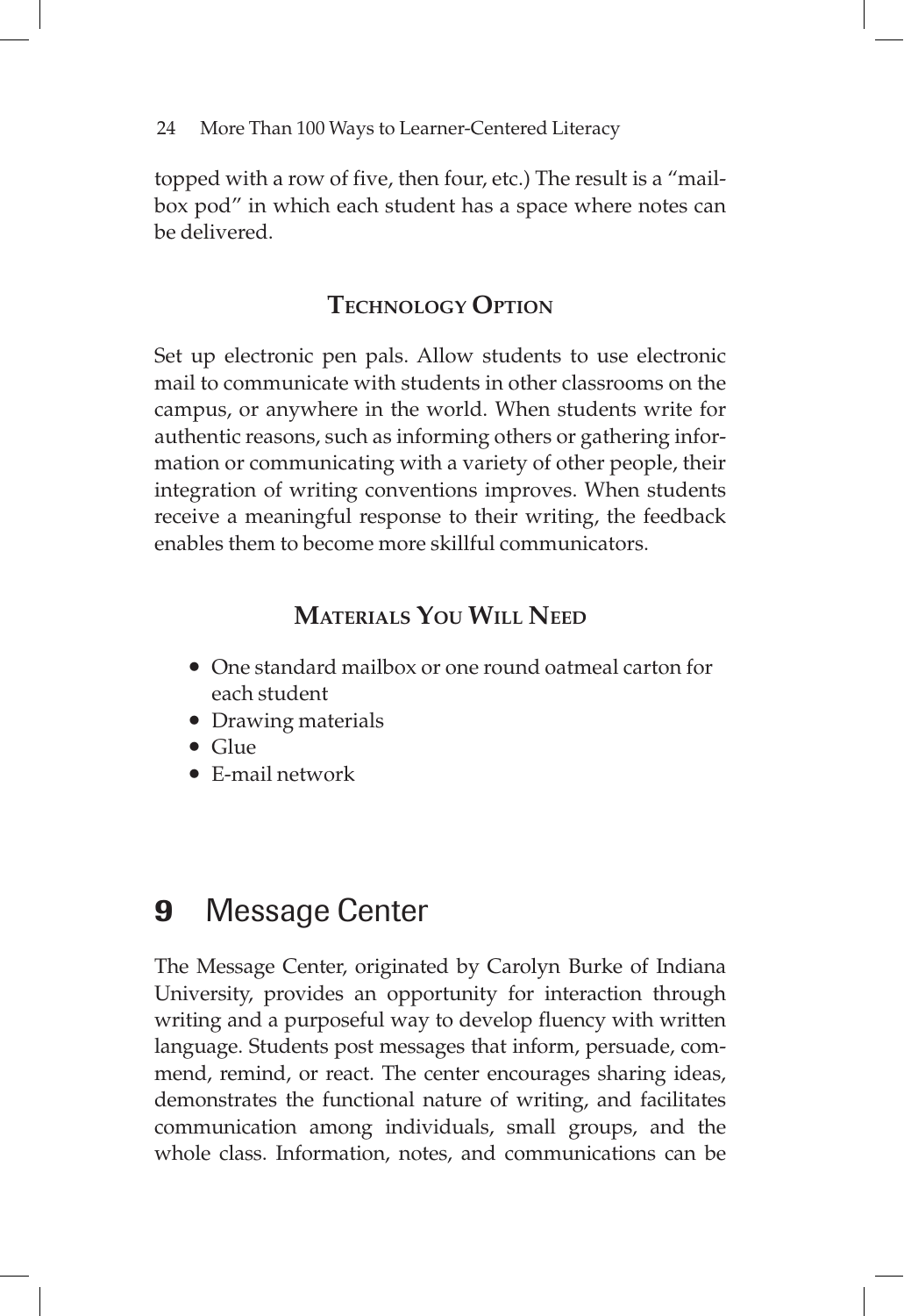topped with a row of five, then four, etc.) The result is a "mailbox pod" in which each student has a space where notes can be delivered.

### Technology Option

Set up electronic pen pals. Allow students to use electronic mail to communicate with students in other classrooms on the campus, or anywhere in the world. When students write for authentic reasons, such as informing others or gathering information or communicating with a variety of other people, their integration of writing conventions improves. When students receive a meaningful response to their writing, the feedback enables them to become more skillful communicators.

### Materials You Will Need

- One standard mailbox or one round oatmeal carton for each student
- Drawing materials
- Glue
- E-mail network

## 9 Message Center

The Message Center, originated by Carolyn Burke of Indiana University, provides an opportunity for interaction through writing and a purposeful way to develop fluency with written language. Students post messages that inform, persuade, commend, remind, or react. The center encourages sharing ideas, demonstrates the functional nature of writing, and facilitates communication among individuals, small groups, and the whole class. Information, notes, and communications can be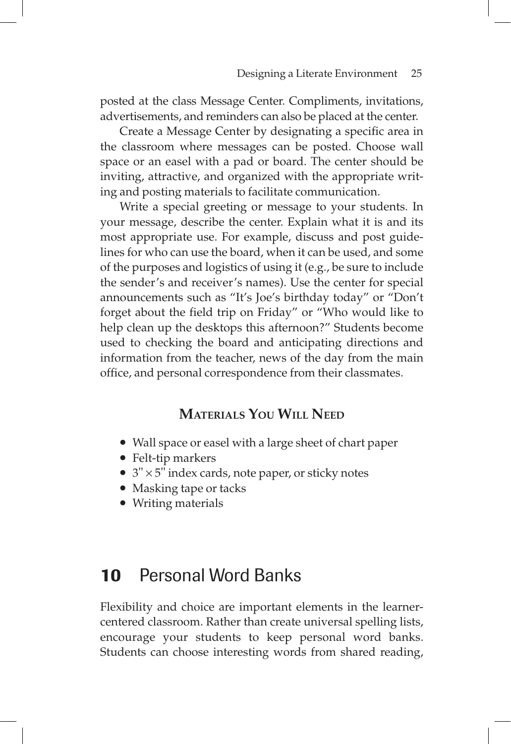posted at the class Message Center. Compliments, invitations, advertisements, and reminders can also be placed at the center.

Create a Message Center by designating a specific area in the classroom where messages can be posted. Choose wall space or an easel with a pad or board. The center should be inviting, attractive, and organized with the appropriate writing and posting materials to facilitate communication.

Write a special greeting or message to your students. In your message, describe the center. Explain what it is and its most appropriate use. For example, discuss and post guidelines for who can use the board, when it can be used, and some of the purposes and logistics of using it (e.g., be sure to include the sender's and receiver's names). Use the center for special announcements such as "It's Joe's birthday today" or "Don't forget about the field trip on Friday" or "Who would like to help clean up the desktops this afternoon?" Students become used to checking the board and anticipating directions and information from the teacher, news of the day from the main office, and personal correspondence from their classmates.

### Materials You Will Need

- Wall space or easel with a large sheet of chart paper
- Felt-tip markers
- 3" × 5" index cards, note paper, or sticky notes
- Masking tape or tacks
- Writing materials

## 10 Personal Word Banks

Flexibility and choice are important elements in the learner-centered classroom. Rather than create universal spelling lists, encourage your students to keep personal word banks. Students can choose interesting words from shared reading,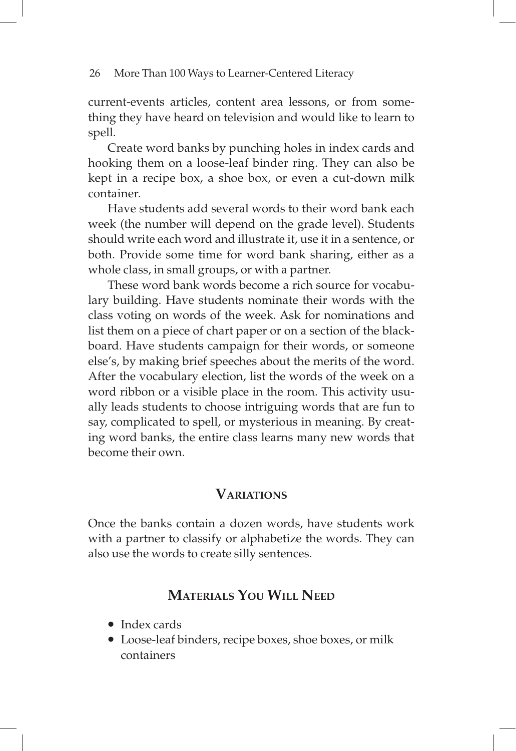current-events articles, content area lessons, or from something they have heard on television and would like to learn to spell.

Create word banks by punching holes in index cards and hooking them on a loose-leaf binder ring. They can also be kept in a recipe box, a shoe box, or even a cut-down milk container.

Have students add several words to their word bank each week (the number will depend on the grade level). Students should write each word and illustrate it, use it in a sentence, or both. Provide some time for word bank sharing, either as a whole class, in small groups, or with a partner.

These word bank words become a rich source for vocabulary building. Have students nominate their words with the class voting on words of the week. Ask for nominations and list them on a piece of chart paper or on a section of the blackboard. Have students campaign for their words, or someone else's, by making brief speeches about the merits of the word. After the vocabulary election, list the words of the week on a word ribbon or a visible place in the room. This activity usually leads students to choose intriguing words that are fun to say, complicated to spell, or mysterious in meaning. By creating word banks, the entire class learns many new words that become their own.

## Variations

Once the banks contain a dozen words, have students work with a partner to classify or alphabetize the words. They can also use the words to create silly sentences.

## Materials You Will Need

- Index cards
- Loose-leaf binders, recipe boxes, shoe boxes, or milk containers